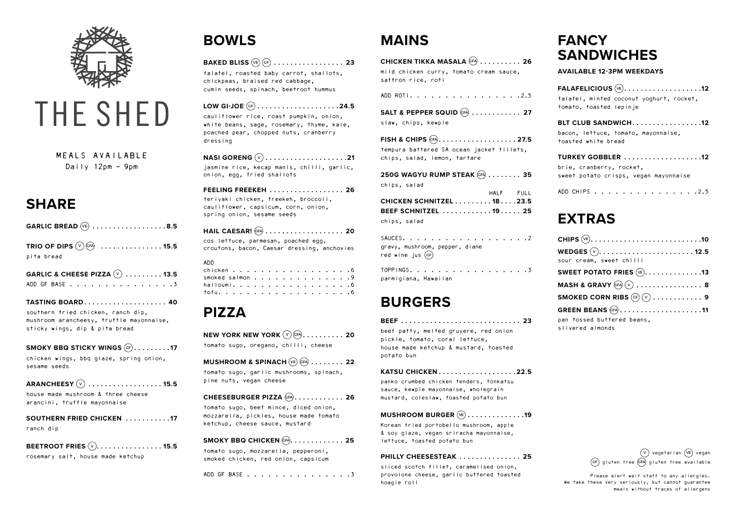# THE SHED

MEALS AVAILABLE
Daily 12pm – 9pm

## SHARE

**GARLIC BREAD** (VE) .................. **8.5**

**TRIO OF DIPS** (V) (GFA) .............. **15.5**
pita bread

**GARLIC & CHEESE PIZZA** (V) ......... **13.5**
ADD GF BASE . . . . . . . . . . . . . . . .3

**TASTING BOARD**.................... **40**
southern fried chicken, ranch dip, mushroom arancheesy, truffle mayonnaise, sticky wings, dip & pita bread

**SMOKY BBQ STICKY WINGS** (GF)......... **17**
chicken wings, bbq glaze, spring onion, sesame seeds

**ARANCHEESY** (V) .................. **15.5**
house made mushroom & three cheese arancini, truffle mayonnaise

**SOUTHERN FRIED CHICKEN** ........... **17**
ranch dip

**BEETROOT FRIES** (V)................ **15.5**
rosemary salt, house made ketchup

## BOWLS

**BAKED BLISS** (VE) (GF) ................. **23**
falafel, roasted baby carrot, shallots, chickpeas, braised red cabbage, cumin seeds, spinach, beetroot hummus

**LOW GI-JOE** (GF).................... **24.5**
cauliflower rice, roast pumpkin, onion, white beans, sage, rosemary, thyme, kale, poached pear, chopped nuts, cranberry dressing

**NASI GORENG** (V).................... **21**
jasmine rice, kecap manis, chilli, garlic, onion, egg, fried shallots

**FEELING FREEKEH** .................. **26**
teriyaki chicken, freekeh, broccoli, cauliflower, capsicum, corn, onion, spring onion, sesame seeds

**HAIL CAESAR!** (GFA) ................... **20**
cos lettuce, parmesan, poached egg, croutons, bacon, Caesar dressing, anchovies

ADD
chicken . . . . . . . . . . . . . . . . . .6
smoked salmon . . . . . . . . . . . . . .9
halloumi. . . . . . . . . . . . . . . . . .6
tofu. . . . . . . . . . . . . . . . . . . .6

## PIZZA

**NEW YORK NEW YORK** (V) (GFA).......... **20**
tomato sugo, oregano, chilli, cheese

**MUSHROOM & SPINACH** (VE) (GFA) ........ **22**
tomato sugo, garlic mushrooms, spinach, pine nuts, vegan cheese

**CHEESEBURGER PIZZA** (GFA)............ **26**
tomato sugo, beef mince, diced onion, mozzarella, pickles, house made tomato ketchup, cheese sauce, mustard

**SMOKY BBQ CHICKEN** (GFA)............. **25**
tomato sugo, mozzarella, pepperoni, smoked chicken, red onion, capsicum

ADD GF BASE . . . . . . . . . . . . . . .3

## MAINS

**CHICKEN TIKKA MASALA** (GFA) .......... **26**
mild chicken curry, tomato cream sauce, saffron rice, roti

ADD ROTI. . . . . . . . . . . . . . . . .2.5

**SALT & PEPPER SQUID** (GFA) ............ **27**
slaw, chips, kewpie

**FISH & CHIPS** (GFA).................. **27.5**
tempura battered SA ocean jacket fillets, chips, salad, lemon, tartare

**250G WAGYU RUMP STEAK** (GFA) ........ **35**
chips, salad

| | HALF | FULL |
|---|---|---|
| **CHICKEN SCHNITZEL** | **18** | **23.5** |
| **BEEF SCHNITZEL** | **19** | **25** |

chips, salad

SAUCES. . . . . . . . . . . . . . . . . . .2
gravy, mushroom, pepper, diane
red wine jus (GF)

TOPPINGS. . . . . . . . . . . . . . . . . .3
parmigiana, Hawaiian

## BURGERS

**BEEF** ............................ **23**
beef patty, melted gruyere, red onion pickle, tomato, coral lettuce, house made ketchup & mustard, toasted potato bun

**KATSU CHICKEN**.................. **22.5**
panko crumbed chicken tenders, tonkatsu sauce, kewpie mayonnaise, wholegrain mustard, coleslaw, toasted potato bun

**MUSHROOM BURGER** (VE) ............. **19**
Korean fried portobello mushroom, apple & soy glaze, vegan sriracha mayonnaise, lettuce, toasted potato bun

**PHILLY CHEESESTEAK** ............... **25**
sliced scotch fillet, caramelised onion, provolone cheese, garlic buttered toasted hoagie roll

## FANCY SANDWICHES

**AVAILABLE 12-3PM WEEKDAYS**

**FALAFELICIOUS** (VE).................. **12**
falafel, minted coconut yoghurt, rocket, tomato, toasted lepinje

**BLT CLUB SANDWICH**................. **12**
bacon, lettuce, tomato, mayonnaise, toasted white bread

**TURKEY GOBBLER** ................... **12**
brie, cranberry, rocket, sweet potato crisps, vegan mayonnaise

ADD CHIPS . . . . . . . . . . . . . . .2.5

## EXTRAS

**CHIPS** (VE).......................... **10**

**WEDGES** (V)....................... **12.5**
sour cream, sweet chilli

**SWEET POTATO FRIES** (VE)............. **13**

**MASH & GRAVY** (GFA) (V) ................ **8**

**SMOKED CORN RIBS** (GF) (V) ............ **9**

**GREEN BEANS** (GFA).................... **11**
pan tossed buttered beans, slivered almonds

(V) vegetarian (VE) vegan
(GF) gluten free (GFA) gluten free available

Please alert wait staff to any allergies. We take these very seriously, but cannot guarantee meals without traces of allergens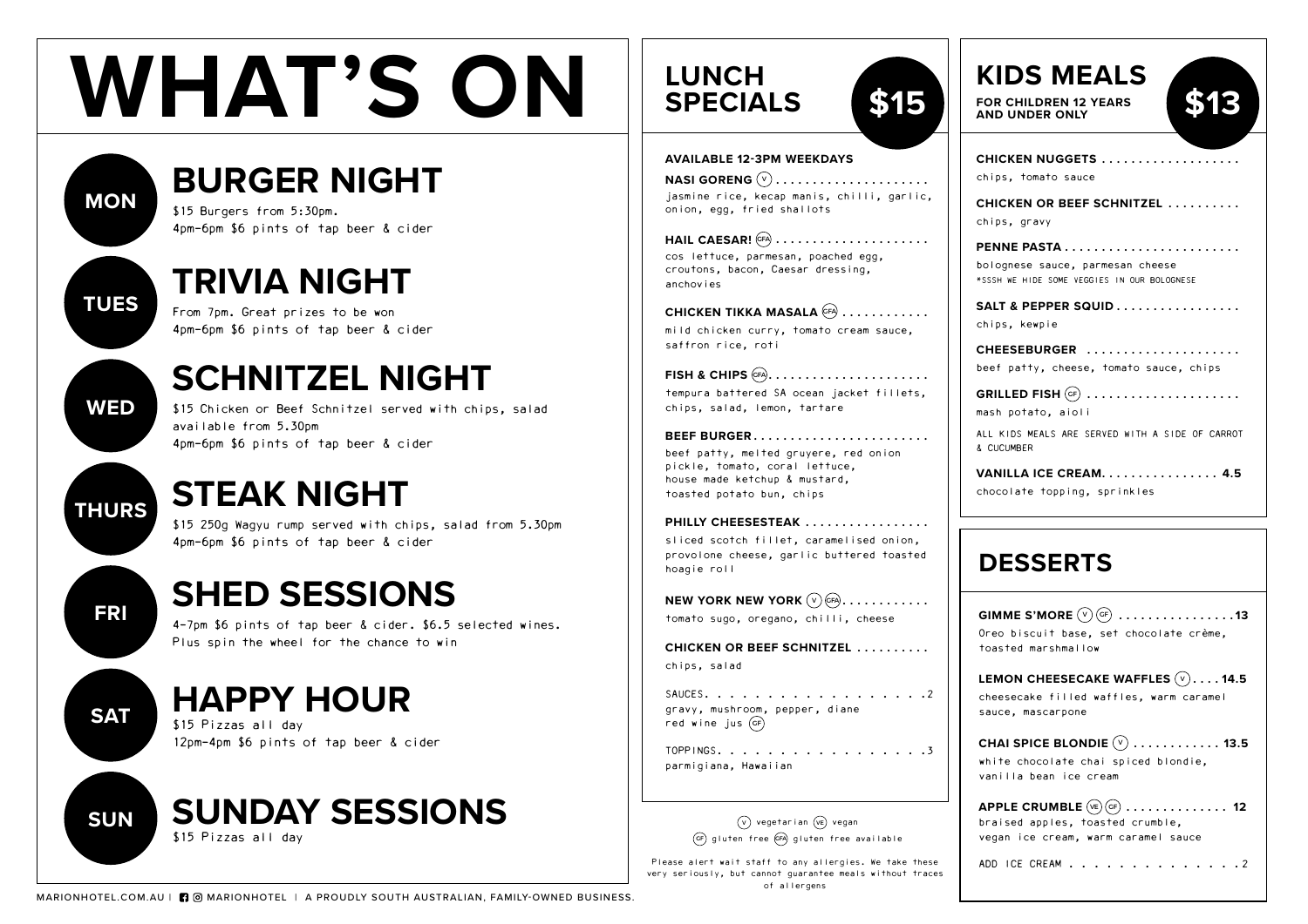# WHAT'S ON

## MON — BURGER NIGHT

$15 Burgers from 5:30pm.
4pm–6pm $6 pints of tap beer & cider

## TUES — TRIVIA NIGHT

From 7pm. Great prizes to be won
4pm–6pm $6 pints of tap beer & cider

## WED — SCHNITZEL NIGHT

$15 Chicken or Beef Schnitzel served with chips, salad available from 5.30pm
4pm–6pm $6 pints of tap beer & cider

## THURS — STEAK NIGHT

$15 250g Wagyu rump served with chips, salad from 5.30pm
4pm–6pm $6 pints of tap beer & cider

## FRI — SHED SESSIONS

4–7pm $6 pints of tap beer & cider. $6.5 selected wines.
Plus spin the wheel for the chance to win

## SAT — HAPPY HOUR

$15 Pizzas all day
12pm–4pm $6 pints of tap beer & cider

## SUN — SUNDAY SESSIONS

$15 Pizzas all day

# LUNCH SPECIALS $15

**AVAILABLE 12-3PM WEEKDAYS**

**NASI GORENG** (V)
jasmine rice, kecap manis, chilli, garlic, onion, egg, fried shallots

**HAIL CAESAR!** (GFA)
cos lettuce, parmesan, poached egg, croutons, bacon, Caesar dressing, anchovies

**CHICKEN TIKKA MASALA** (GFA)
mild chicken curry, tomato cream sauce, saffron rice, roti

**FISH & CHIPS** (GFA)
tempura battered SA ocean jacket fillets, chips, salad, lemon, tartare

**BEEF BURGER**
beef patty, melted gruyere, red onion pickle, tomato, coral lettuce, house made ketchup & mustard, toasted potato bun, chips

**PHILLY CHEESESTEAK**
sliced scotch fillet, caramelised onion, provolone cheese, garlic buttered toasted hoagie roll

**NEW YORK NEW YORK** (V) (GFA)
tomato sugo, oregano, chilli, cheese

**CHICKEN OR BEEF SCHNITZEL**
chips, salad

SAUCES . . . . . 2
gravy, mushroom, pepper, diane
red wine jus (GF)

TOPPINGS . . . . . 3
parmigiana, Hawaiian

(V) vegetarian (VE) vegan
(GF) gluten free (GFA) gluten free available

Please alert wait staff to any allergies. We take these very seriously, but cannot guarantee meals without traces of allergens

# KIDS MEALS $13

**FOR CHILDREN 12 YEARS AND UNDER ONLY**

**CHICKEN NUGGETS**
chips, tomato sauce

**CHICKEN OR BEEF SCHNITZEL**
chips, gravy

**PENNE PASTA**
bolognese sauce, parmesan cheese
*SSSH WE HIDE SOME VEGGIES IN OUR BOLOGNESE

**SALT & PEPPER SQUID**
chips, kewpie

**CHEESEBURGER**
beef patty, cheese, tomato sauce, chips

**GRILLED FISH** (GF)
mash potato, aioli

ALL KIDS MEALS ARE SERVED WITH A SIDE OF CARROT & CUCUMBER

**VANILLA ICE CREAM** . . . . . **4.5**
chocolate topping, sprinkles

# DESSERTS

**GIMME S'MORE** (V) (GF) . . . . . **13**
Oreo biscuit base, set chocolate crème, toasted marshmallow

**LEMON CHEESECAKE WAFFLES** (V) . . . . **14.5**
cheesecake filled waffles, warm caramel sauce, mascarpone

**CHAI SPICE BLONDIE** (V) . . . . . **13.5**
white chocolate chai spiced blondie, vanilla bean ice cream

**APPLE CRUMBLE** (VE) (GF) . . . . . **12**
braised apples, toasted crumble, vegan ice cream, warm caramel sauce

ADD ICE CREAM . . . . . 2

MARIONHOTEL.COM.AU | MARIONHOTEL | A PROUDLY SOUTH AUSTRALIAN, FAMILY-OWNED BUSINESS.